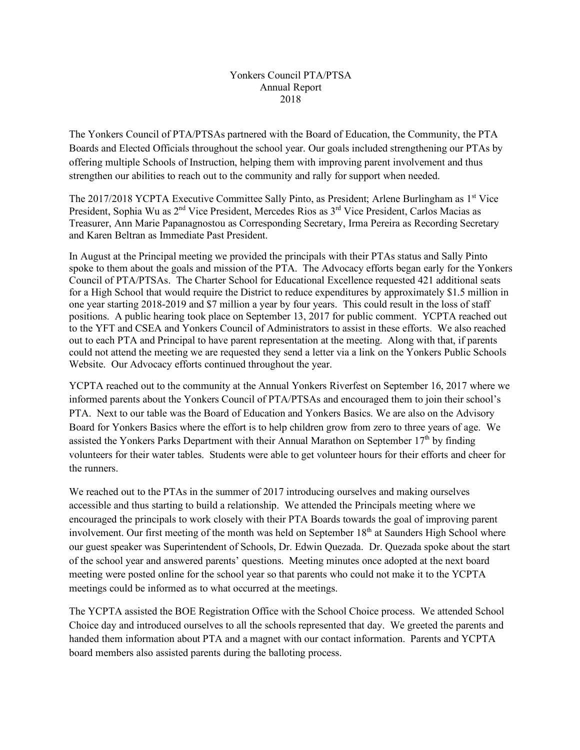# Yonkers Council PTA/PTSA
## Annual Report
## 2018

The Yonkers Council of PTA/PTSAs partnered with the Board of Education, the Community, the PTA Boards and Elected Officials throughout the school year. Our goals included strengthening our PTAs by offering multiple Schools of Instruction, helping them with improving parent involvement and thus strengthen our abilities to reach out to the community and rally for support when needed.

The 2017/2018 YCPTA Executive Committee Sally Pinto, as President; Arlene Burlingham as 1st Vice President, Sophia Wu as 2nd Vice President, Mercedes Rios as 3rd Vice President, Carlos Macias as Treasurer, Ann Marie Papanagnostou as Corresponding Secretary, Irma Pereira as Recording Secretary and Karen Beltran as Immediate Past President.

In August at the Principal meeting we provided the principals with their PTAs status and Sally Pinto spoke to them about the goals and mission of the PTA. The Advocacy efforts began early for the Yonkers Council of PTA/PTSAs. The Charter School for Educational Excellence requested 421 additional seats for a High School that would require the District to reduce expenditures by approximately $1.5 million in one year starting 2018-2019 and $7 million a year by four years. This could result in the loss of staff positions. A public hearing took place on September 13, 2017 for public comment. YCPTA reached out to the YFT and CSEA and Yonkers Council of Administrators to assist in these efforts. We also reached out to each PTA and Principal to have parent representation at the meeting. Along with that, if parents could not attend the meeting we are requested they send a letter via a link on the Yonkers Public Schools Website. Our Advocacy efforts continued throughout the year.

YCPTA reached out to the community at the Annual Yonkers Riverfest on September 16, 2017 where we informed parents about the Yonkers Council of PTA/PTSAs and encouraged them to join their school's PTA. Next to our table was the Board of Education and Yonkers Basics. We are also on the Advisory Board for Yonkers Basics where the effort is to help children grow from zero to three years of age. We assisted the Yonkers Parks Department with their Annual Marathon on September 17th by finding volunteers for their water tables. Students were able to get volunteer hours for their efforts and cheer for the runners.

We reached out to the PTAs in the summer of 2017 introducing ourselves and making ourselves accessible and thus starting to build a relationship. We attended the Principals meeting where we encouraged the principals to work closely with their PTA Boards towards the goal of improving parent involvement. Our first meeting of the month was held on September 18th at Saunders High School where our guest speaker was Superintendent of Schools, Dr. Edwin Quezada. Dr. Quezada spoke about the start of the school year and answered parents' questions. Meeting minutes once adopted at the next board meeting were posted online for the school year so that parents who could not make it to the YCPTA meetings could be informed as to what occurred at the meetings.

The YCPTA assisted the BOE Registration Office with the School Choice process. We attended School Choice day and introduced ourselves to all the schools represented that day. We greeted the parents and handed them information about PTA and a magnet with our contact information. Parents and YCPTA board members also assisted parents during the balloting process.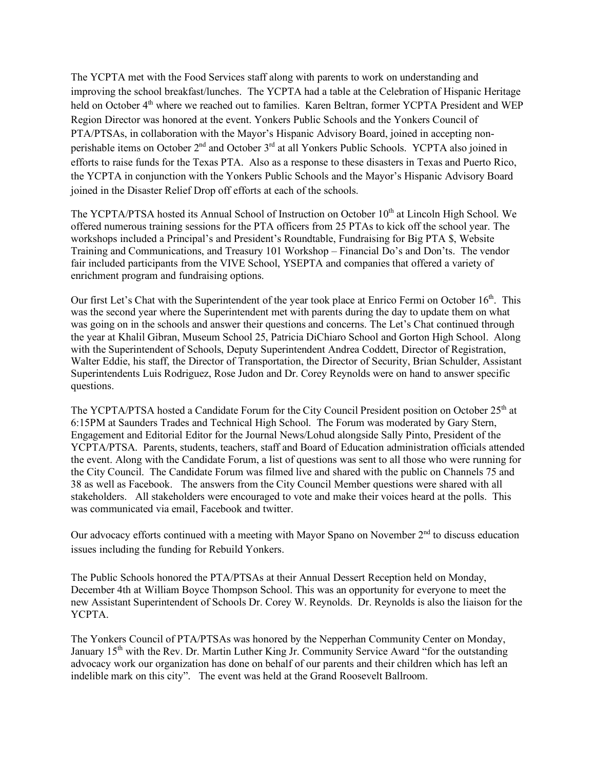The YCPTA met with the Food Services staff along with parents to work on understanding and improving the school breakfast/lunches. The YCPTA had a table at the Celebration of Hispanic Heritage held on October 4th where we reached out to families. Karen Beltran, former YCPTA President and WEP Region Director was honored at the event. Yonkers Public Schools and the Yonkers Council of PTA/PTSAs, in collaboration with the Mayor's Hispanic Advisory Board, joined in accepting non-perishable items on October 2nd and October 3rd at all Yonkers Public Schools. YCPTA also joined in efforts to raise funds for the Texas PTA. Also as a response to these disasters in Texas and Puerto Rico, the YCPTA in conjunction with the Yonkers Public Schools and the Mayor's Hispanic Advisory Board joined in the Disaster Relief Drop off efforts at each of the schools.

The YCPTA/PTSA hosted its Annual School of Instruction on October 10th at Lincoln High School. We offered numerous training sessions for the PTA officers from 25 PTAs to kick off the school year. The workshops included a Principal's and President's Roundtable, Fundraising for Big PTA $, Website Training and Communications, and Treasury 101 Workshop – Financial Do's and Don'ts. The vendor fair included participants from the VIVE School, YSEPTA and companies that offered a variety of enrichment program and fundraising options.

Our first Let's Chat with the Superintendent of the year took place at Enrico Fermi on October 16th. This was the second year where the Superintendent met with parents during the day to update them on what was going on in the schools and answer their questions and concerns. The Let's Chat continued through the year at Khalil Gibran, Museum School 25, Patricia DiChiaro School and Gorton High School. Along with the Superintendent of Schools, Deputy Superintendent Andrea Coddett, Director of Registration, Walter Eddie, his staff, the Director of Transportation, the Director of Security, Brian Schulder, Assistant Superintendents Luis Rodriguez, Rose Judon and Dr. Corey Reynolds were on hand to answer specific questions.

The YCPTA/PTSA hosted a Candidate Forum for the City Council President position on October 25th at 6:15PM at Saunders Trades and Technical High School. The Forum was moderated by Gary Stern, Engagement and Editorial Editor for the Journal News/Lohud alongside Sally Pinto, President of the YCPTA/PTSA. Parents, students, teachers, staff and Board of Education administration officials attended the event. Along with the Candidate Forum, a list of questions was sent to all those who were running for the City Council. The Candidate Forum was filmed live and shared with the public on Channels 75 and 38 as well as Facebook. The answers from the City Council Member questions were shared with all stakeholders. All stakeholders were encouraged to vote and make their voices heard at the polls. This was communicated via email, Facebook and twitter.

Our advocacy efforts continued with a meeting with Mayor Spano on November 2nd to discuss education issues including the funding for Rebuild Yonkers.

The Public Schools honored the PTA/PTSAs at their Annual Dessert Reception held on Monday, December 4th at William Boyce Thompson School. This was an opportunity for everyone to meet the new Assistant Superintendent of Schools Dr. Corey W. Reynolds. Dr. Reynolds is also the liaison for the YCPTA.

The Yonkers Council of PTA/PTSAs was honored by the Nepperhan Community Center on Monday, January 15th with the Rev. Dr. Martin Luther King Jr. Community Service Award "for the outstanding advocacy work our organization has done on behalf of our parents and their children which has left an indelible mark on this city". The event was held at the Grand Roosevelt Ballroom.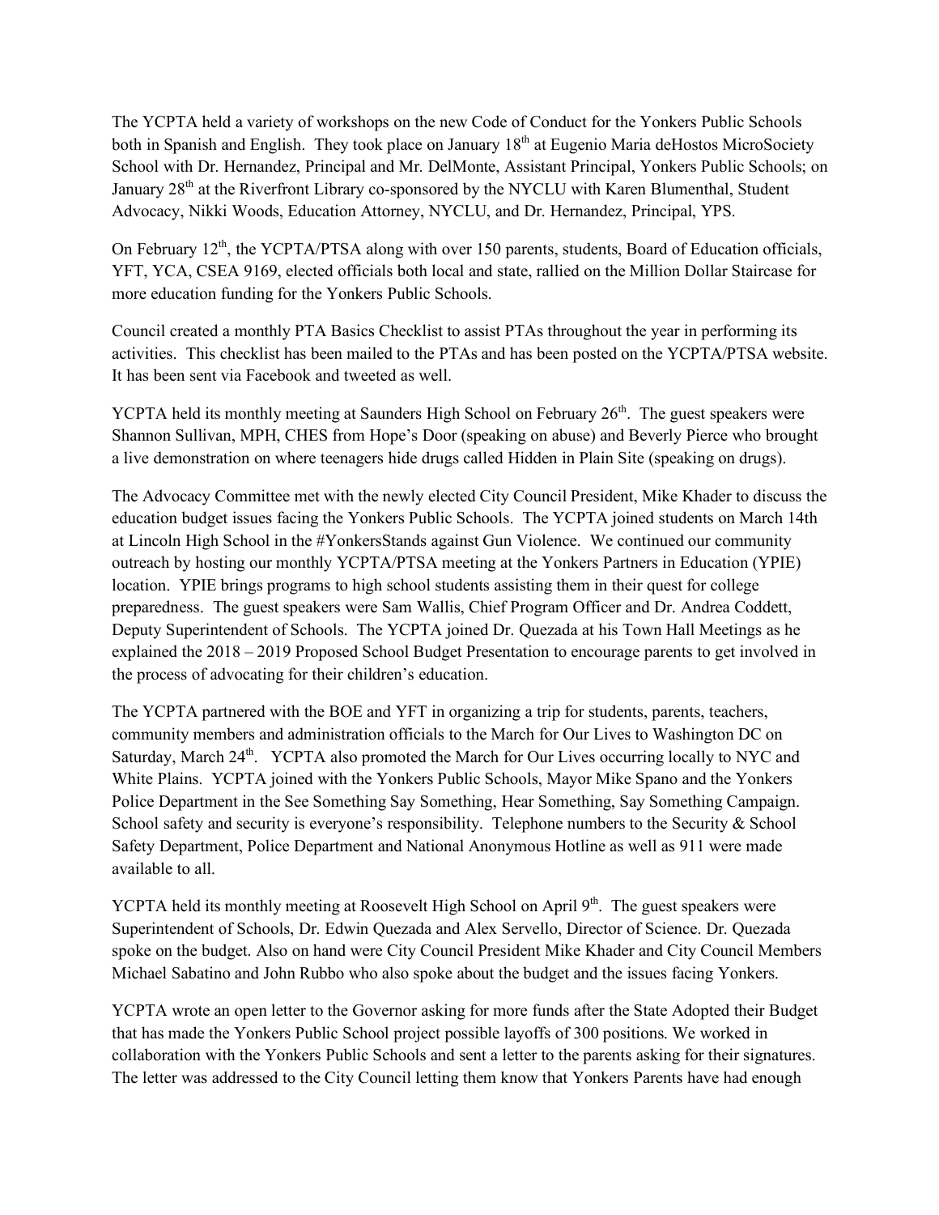The YCPTA held a variety of workshops on the new Code of Conduct for the Yonkers Public Schools both in Spanish and English. They took place on January 18th at Eugenio Maria deHostos MicroSociety School with Dr. Hernandez, Principal and Mr. DelMonte, Assistant Principal, Yonkers Public Schools; on January 28th at the Riverfront Library co-sponsored by the NYCLU with Karen Blumenthal, Student Advocacy, Nikki Woods, Education Attorney, NYCLU, and Dr. Hernandez, Principal, YPS.

On February 12th, the YCPTA/PTSA along with over 150 parents, students, Board of Education officials, YFT, YCA, CSEA 9169, elected officials both local and state, rallied on the Million Dollar Staircase for more education funding for the Yonkers Public Schools.

Council created a monthly PTA Basics Checklist to assist PTAs throughout the year in performing its activities. This checklist has been mailed to the PTAs and has been posted on the YCPTA/PTSA website. It has been sent via Facebook and tweeted as well.

YCPTA held its monthly meeting at Saunders High School on February 26th. The guest speakers were Shannon Sullivan, MPH, CHES from Hope's Door (speaking on abuse) and Beverly Pierce who brought a live demonstration on where teenagers hide drugs called Hidden in Plain Site (speaking on drugs).

The Advocacy Committee met with the newly elected City Council President, Mike Khader to discuss the education budget issues facing the Yonkers Public Schools. The YCPTA joined students on March 14th at Lincoln High School in the #YonkersStands against Gun Violence. We continued our community outreach by hosting our monthly YCPTA/PTSA meeting at the Yonkers Partners in Education (YPIE) location. YPIE brings programs to high school students assisting them in their quest for college preparedness. The guest speakers were Sam Wallis, Chief Program Officer and Dr. Andrea Coddett, Deputy Superintendent of Schools. The YCPTA joined Dr. Quezada at his Town Hall Meetings as he explained the 2018 – 2019 Proposed School Budget Presentation to encourage parents to get involved in the process of advocating for their children's education.

The YCPTA partnered with the BOE and YFT in organizing a trip for students, parents, teachers, community members and administration officials to the March for Our Lives to Washington DC on Saturday, March 24th. YCPTA also promoted the March for Our Lives occurring locally to NYC and White Plains. YCPTA joined with the Yonkers Public Schools, Mayor Mike Spano and the Yonkers Police Department in the See Something Say Something, Hear Something, Say Something Campaign. School safety and security is everyone's responsibility. Telephone numbers to the Security & School Safety Department, Police Department and National Anonymous Hotline as well as 911 were made available to all.

YCPTA held its monthly meeting at Roosevelt High School on April 9th. The guest speakers were Superintendent of Schools, Dr. Edwin Quezada and Alex Servello, Director of Science. Dr. Quezada spoke on the budget. Also on hand were City Council President Mike Khader and City Council Members Michael Sabatino and John Rubbo who also spoke about the budget and the issues facing Yonkers.

YCPTA wrote an open letter to the Governor asking for more funds after the State Adopted their Budget that has made the Yonkers Public School project possible layoffs of 300 positions. We worked in collaboration with the Yonkers Public Schools and sent a letter to the parents asking for their signatures. The letter was addressed to the City Council letting them know that Yonkers Parents have had enough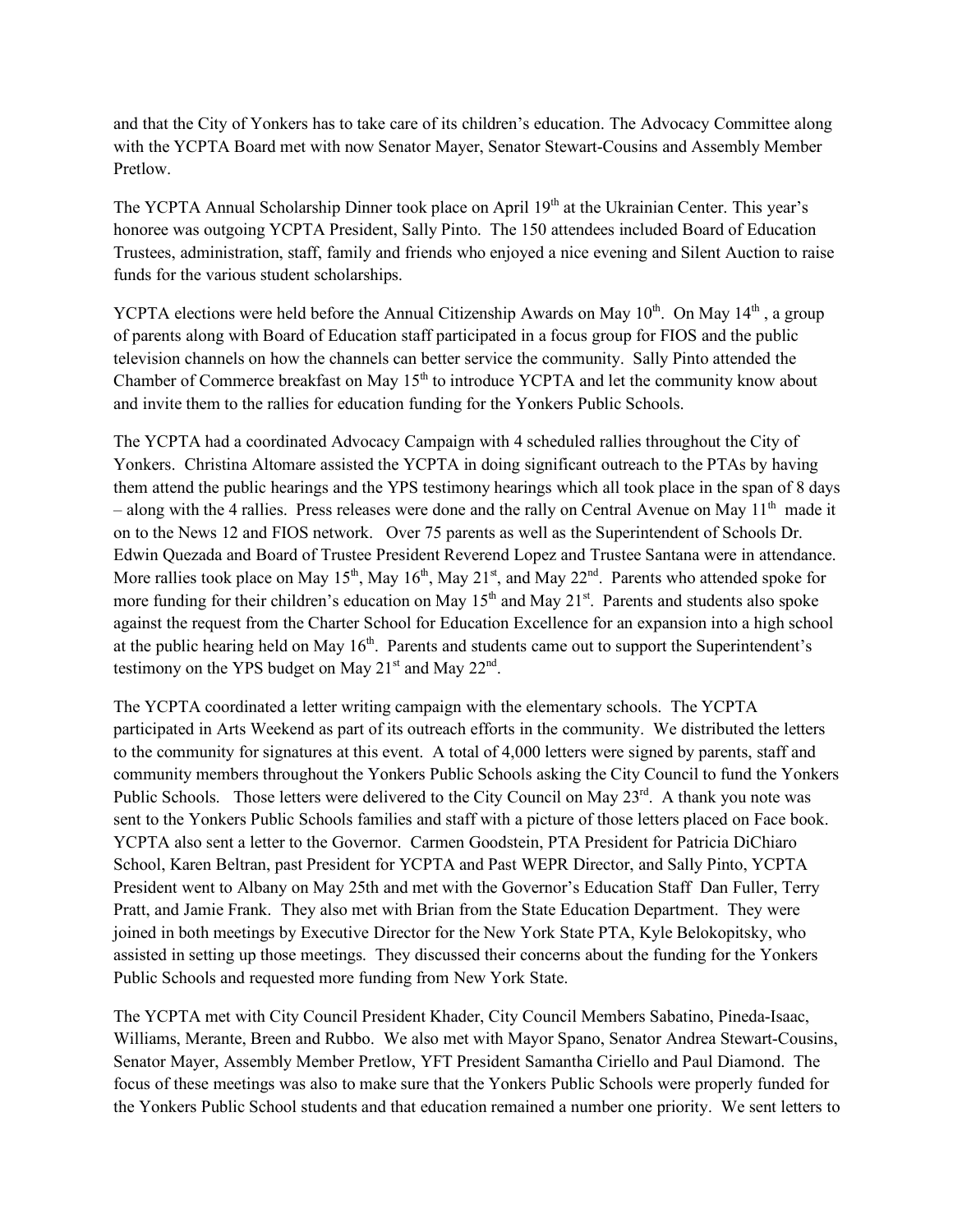and that the City of Yonkers has to take care of its children's education. The Advocacy Committee along with the YCPTA Board met with now Senator Mayer, Senator Stewart-Cousins and Assembly Member Pretlow.

The YCPTA Annual Scholarship Dinner took place on April 19th at the Ukrainian Center. This year's honoree was outgoing YCPTA President, Sally Pinto. The 150 attendees included Board of Education Trustees, administration, staff, family and friends who enjoyed a nice evening and Silent Auction to raise funds for the various student scholarships.

YCPTA elections were held before the Annual Citizenship Awards on May 10th. On May 14th , a group of parents along with Board of Education staff participated in a focus group for FIOS and the public television channels on how the channels can better service the community. Sally Pinto attended the Chamber of Commerce breakfast on May 15th to introduce YCPTA and let the community know about and invite them to the rallies for education funding for the Yonkers Public Schools.

The YCPTA had a coordinated Advocacy Campaign with 4 scheduled rallies throughout the City of Yonkers. Christina Altomare assisted the YCPTA in doing significant outreach to the PTAs by having them attend the public hearings and the YPS testimony hearings which all took place in the span of 8 days – along with the 4 rallies. Press releases were done and the rally on Central Avenue on May 11th made it on to the News 12 and FIOS network. Over 75 parents as well as the Superintendent of Schools Dr. Edwin Quezada and Board of Trustee President Reverend Lopez and Trustee Santana were in attendance. More rallies took place on May 15th, May 16th, May 21st, and May 22nd. Parents who attended spoke for more funding for their children's education on May 15th and May 21st. Parents and students also spoke against the request from the Charter School for Education Excellence for an expansion into a high school at the public hearing held on May 16th. Parents and students came out to support the Superintendent's testimony on the YPS budget on May 21st and May 22nd.

The YCPTA coordinated a letter writing campaign with the elementary schools. The YCPTA participated in Arts Weekend as part of its outreach efforts in the community. We distributed the letters to the community for signatures at this event. A total of 4,000 letters were signed by parents, staff and community members throughout the Yonkers Public Schools asking the City Council to fund the Yonkers Public Schools. Those letters were delivered to the City Council on May 23rd. A thank you note was sent to the Yonkers Public Schools families and staff with a picture of those letters placed on Face book. YCPTA also sent a letter to the Governor. Carmen Goodstein, PTA President for Patricia DiChiaro School, Karen Beltran, past President for YCPTA and Past WEPR Director, and Sally Pinto, YCPTA President went to Albany on May 25th and met with the Governor's Education Staff Dan Fuller, Terry Pratt, and Jamie Frank. They also met with Brian from the State Education Department. They were joined in both meetings by Executive Director for the New York State PTA, Kyle Belokopitsky, who assisted in setting up those meetings. They discussed their concerns about the funding for the Yonkers Public Schools and requested more funding from New York State.

The YCPTA met with City Council President Khader, City Council Members Sabatino, Pineda-Isaac, Williams, Merante, Breen and Rubbo. We also met with Mayor Spano, Senator Andrea Stewart-Cousins, Senator Mayer, Assembly Member Pretlow, YFT President Samantha Ciriello and Paul Diamond. The focus of these meetings was also to make sure that the Yonkers Public Schools were properly funded for the Yonkers Public School students and that education remained a number one priority. We sent letters to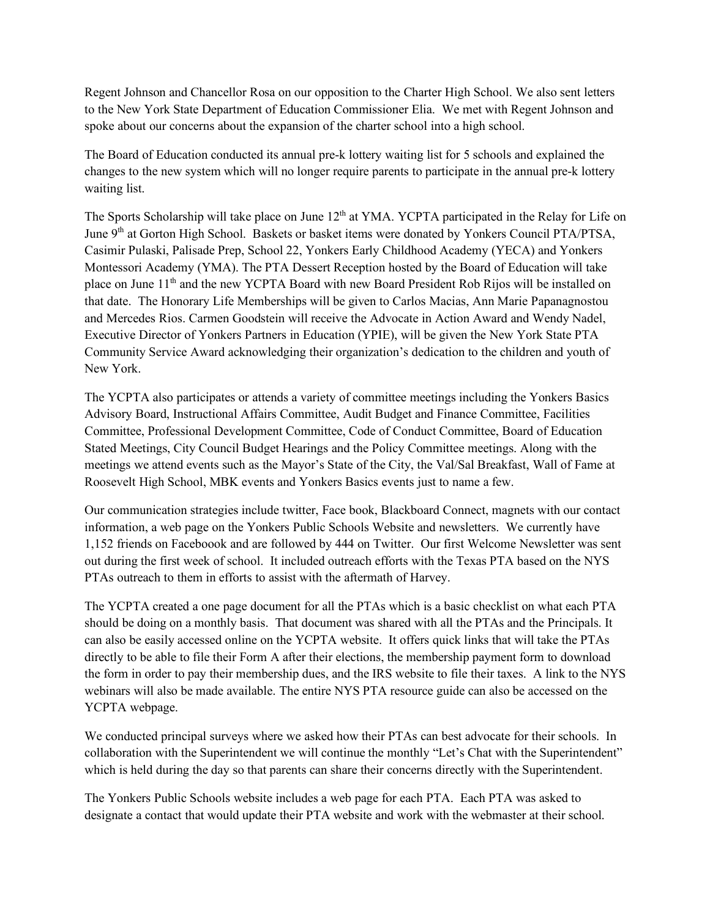Regent Johnson and Chancellor Rosa on our opposition to the Charter High School. We also sent letters to the New York State Department of Education Commissioner Elia. We met with Regent Johnson and spoke about our concerns about the expansion of the charter school into a high school.

The Board of Education conducted its annual pre-k lottery waiting list for 5 schools and explained the changes to the new system which will no longer require parents to participate in the annual pre-k lottery waiting list.

The Sports Scholarship will take place on June 12th at YMA. YCPTA participated in the Relay for Life on June 9th at Gorton High School. Baskets or basket items were donated by Yonkers Council PTA/PTSA, Casimir Pulaski, Palisade Prep, School 22, Yonkers Early Childhood Academy (YECA) and Yonkers Montessori Academy (YMA). The PTA Dessert Reception hosted by the Board of Education will take place on June 11th and the new YCPTA Board with new Board President Rob Rijos will be installed on that date. The Honorary Life Memberships will be given to Carlos Macias, Ann Marie Papanagnostou and Mercedes Rios. Carmen Goodstein will receive the Advocate in Action Award and Wendy Nadel, Executive Director of Yonkers Partners in Education (YPIE), will be given the New York State PTA Community Service Award acknowledging their organization's dedication to the children and youth of New York.

The YCPTA also participates or attends a variety of committee meetings including the Yonkers Basics Advisory Board, Instructional Affairs Committee, Audit Budget and Finance Committee, Facilities Committee, Professional Development Committee, Code of Conduct Committee, Board of Education Stated Meetings, City Council Budget Hearings and the Policy Committee meetings. Along with the meetings we attend events such as the Mayor's State of the City, the Val/Sal Breakfast, Wall of Fame at Roosevelt High School, MBK events and Yonkers Basics events just to name a few.

Our communication strategies include twitter, Face book, Blackboard Connect, magnets with our contact information, a web page on the Yonkers Public Schools Website and newsletters. We currently have 1,152 friends on Faceboook and are followed by 444 on Twitter. Our first Welcome Newsletter was sent out during the first week of school. It included outreach efforts with the Texas PTA based on the NYS PTAs outreach to them in efforts to assist with the aftermath of Harvey.

The YCPTA created a one page document for all the PTAs which is a basic checklist on what each PTA should be doing on a monthly basis. That document was shared with all the PTAs and the Principals. It can also be easily accessed online on the YCPTA website. It offers quick links that will take the PTAs directly to be able to file their Form A after their elections, the membership payment form to download the form in order to pay their membership dues, and the IRS website to file their taxes. A link to the NYS webinars will also be made available. The entire NYS PTA resource guide can also be accessed on the YCPTA webpage.

We conducted principal surveys where we asked how their PTAs can best advocate for their schools. In collaboration with the Superintendent we will continue the monthly "Let's Chat with the Superintendent" which is held during the day so that parents can share their concerns directly with the Superintendent.

The Yonkers Public Schools website includes a web page for each PTA. Each PTA was asked to designate a contact that would update their PTA website and work with the webmaster at their school.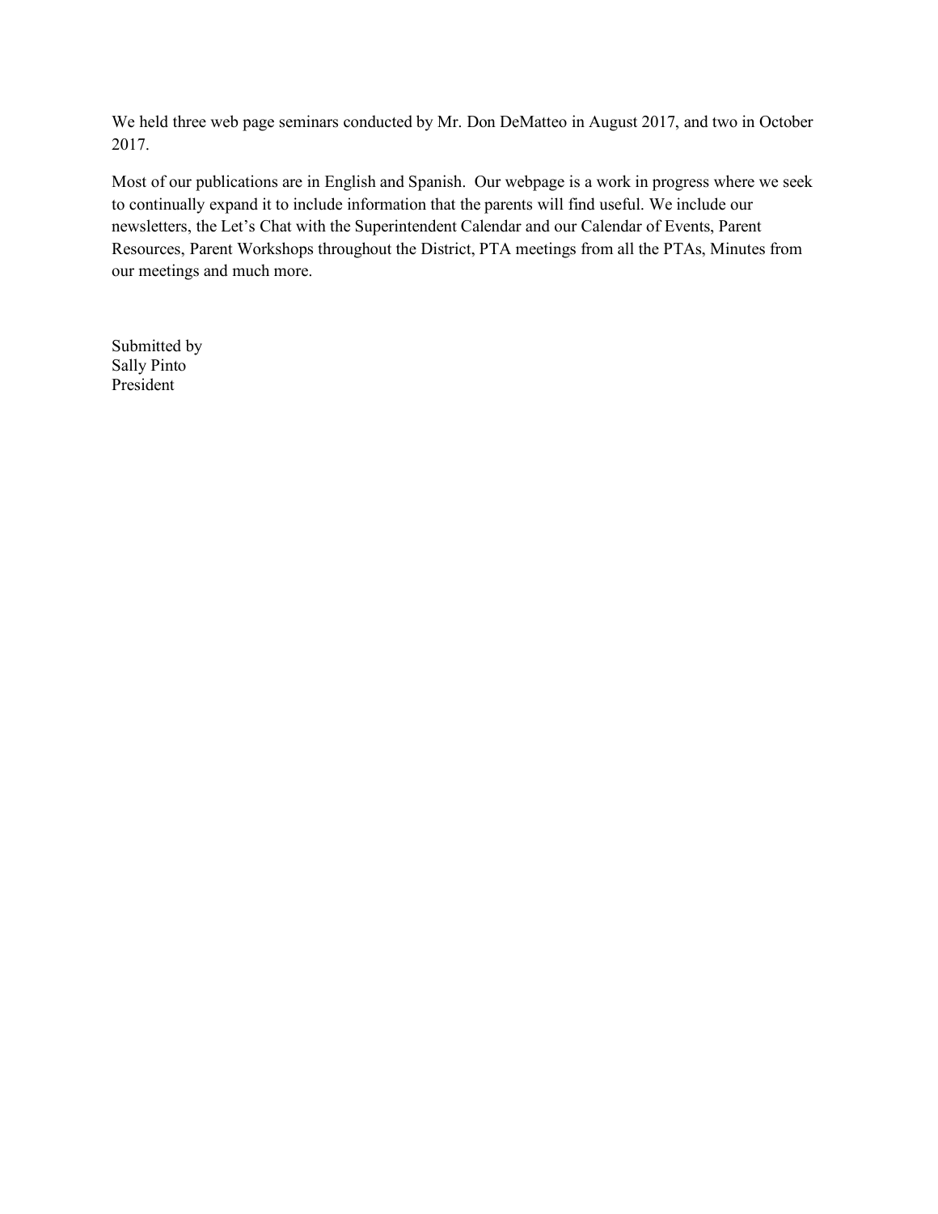We held three web page seminars conducted by Mr. Don DeMatteo in August 2017, and two in October 2017.

Most of our publications are in English and Spanish. Our webpage is a work in progress where we seek to continually expand it to include information that the parents will find useful. We include our newsletters, the Let's Chat with the Superintendent Calendar and our Calendar of Events, Parent Resources, Parent Workshops throughout the District, PTA meetings from all the PTAs, Minutes from our meetings and much more.

Submitted by
Sally Pinto
President